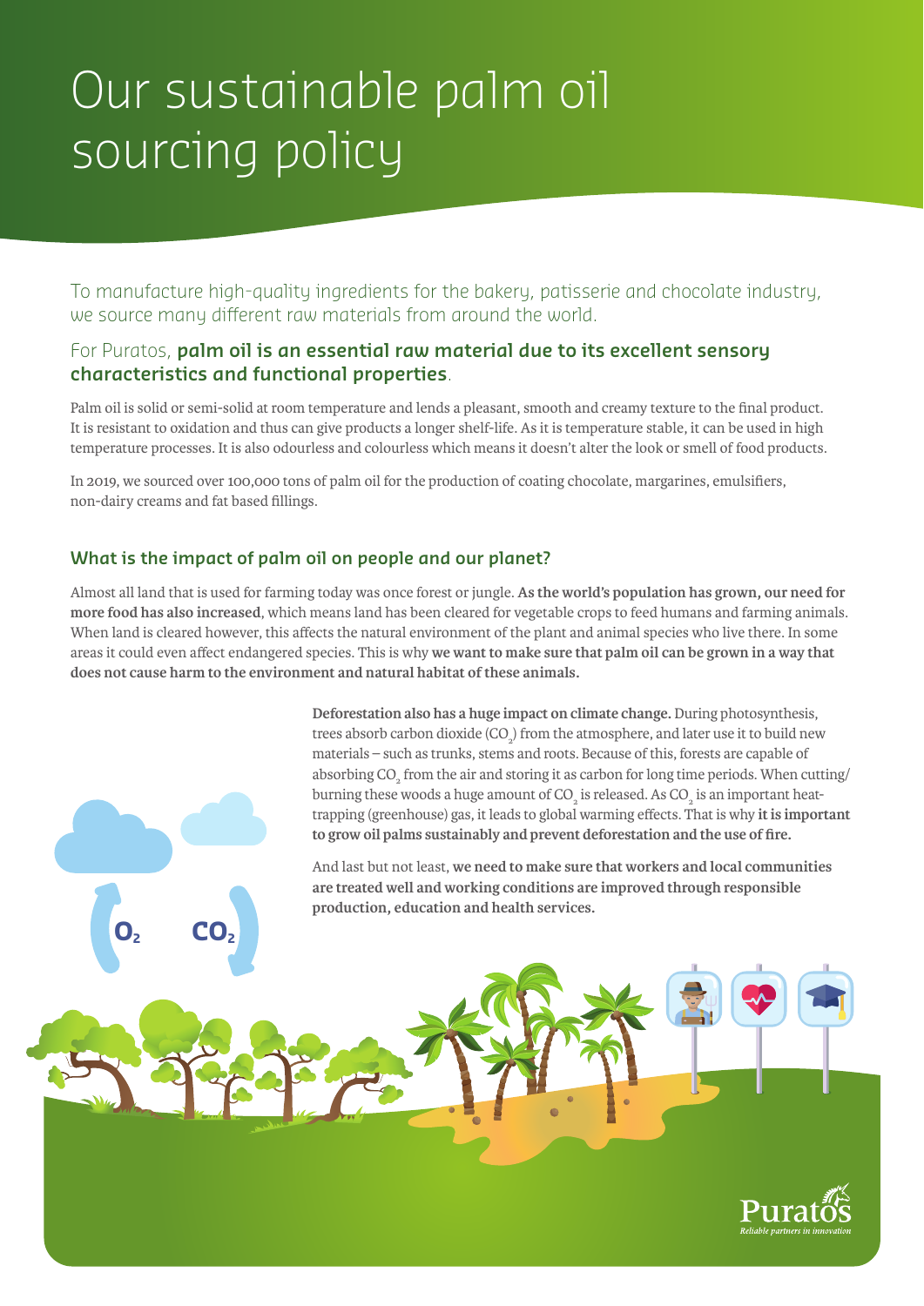# Our sustainable palm oil sourcing policy

To manufacture high-quality ingredients for the bakery, patisserie and chocolate industry, we source many different raw materials from around the world.

For Puratos, **palm oil is an essential raw material due to its excellent sensory characteristics and functional properties**.

Palm oil is solid or semi-solid at room temperature and lends a pleasant, smooth and creamy texture to the final product. It is resistant to oxidation and thus can give products a longer shelf-life. As it is temperature stable, it can be used in high temperature processes. It is also odourless and colourless which means it doesn't alter the look or smell of food products.

In 2019, we sourced over 100,000 tons of palm oil for the production of coating chocolate, margarines, emulsifiers, non-dairy creams and fat based fillings.

## What is the impact of palm oil on people and our planet?

Almost all land that is used for farming today was once forest or jungle. **As the world's population has grown, our need for more food has also increased**, which means land has been cleared for vegetable crops to feed humans and farming animals. When land is cleared however, this affects the natural environment of the plant and animal species who live there. In some areas it could even affect endangered species. This is why **we want to make sure that palm oil can be grown in a way that does not cause harm to the environment and natural habitat of these animals.**

**Deforestation also has a huge impact on climate change.** During photosynthesis, trees absorb carbon dioxide ($CO_2$) from the atmosphere, and later use it to build new materials – such as trunks, stems and roots. Because of this, forests are capable of absorbing $CO_2$ from the air and storing it as carbon for long time periods. When cutting/burning these woods a huge amount of $CO_2$ is released. As $CO_2$ is an important heat-trapping (greenhouse) gas, it leads to global warming effects. That is why **it is important to grow oil palms sustainably and prevent deforestation and the use of fire.**

And last but not least, **we need to make sure that workers and local communities are treated well and working conditions are improved through responsible production, education and health services.**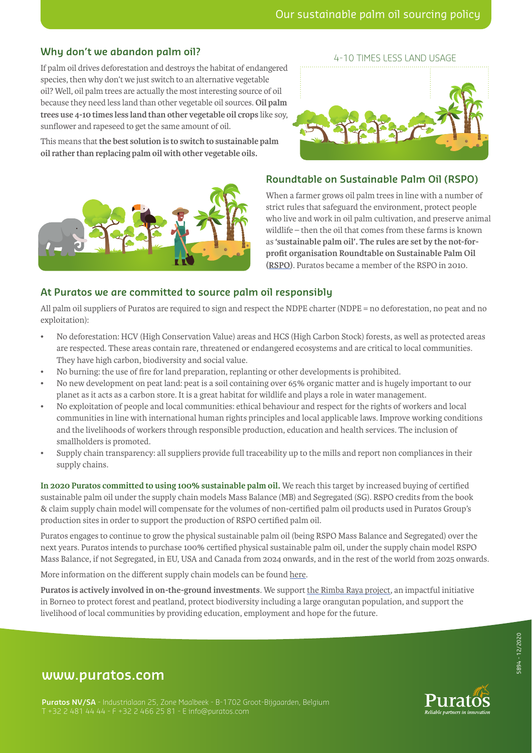## Why don't we abandon palm oil?

If palm oil drives deforestation and destroys the habitat of endangered species, then why don't we just switch to an alternative vegetable oil? Well, oil palm trees are actually the most interesting source of oil because they need less land than other vegetable oil sources. **Oil palm trees use 4-10 times less land than other vegetable oil crops** like soy, sunflower and rapeseed to get the same amount of oil.

This means that **the best solution is to switch to sustainable palm oil rather than replacing palm oil with other vegetable oils.**

4-10 TIMES LESS LAND USAGE

## Roundtable on Sustainable Palm Oil (RSPO)

When a farmer grows oil palm trees in line with a number of strict rules that safeguard the environment, protect people who live and work in oil palm cultivation, and preserve animal wildlife – then the oil that comes from these farms is known as **'sustainable palm oil'. The rules are set by the not-for-profit organisation Roundtable on Sustainable Palm Oil (RSPO)**. Puratos became a member of the RSPO in 2010.

## At Puratos we are committed to source palm oil responsibly

All palm oil suppliers of Puratos are required to sign and respect the NDPE charter (NDPE = no deforestation, no peat and no exploitation):

- No deforestation: HCV (High Conservation Value) areas and HCS (High Carbon Stock) forests, as well as protected areas are respected. These areas contain rare, threatened or endangered ecosystems and are critical to local communities. They have high carbon, biodiversity and social value.
- No burning: the use of fire for land preparation, replanting or other developments is prohibited.
- No new development on peat land: peat is a soil containing over 65% organic matter and is hugely important to our planet as it acts as a carbon store. It is a great habitat for wildlife and plays a role in water management.
- No exploitation of people and local communities: ethical behaviour and respect for the rights of workers and local communities in line with international human rights principles and local applicable laws. Improve working conditions and the livelihoods of workers through responsible production, education and health services. The inclusion of smallholders is promoted.
- Supply chain transparency: all suppliers provide full traceability up to the mills and report non compliances in their supply chains.

**In 2020 Puratos committed to using 100% sustainable palm oil.** We reach this target by increased buying of certified sustainable palm oil under the supply chain models Mass Balance (MB) and Segregated (SG). RSPO credits from the book & claim supply chain model will compensate for the volumes of non-certified palm oil products used in Puratos Group's production sites in order to support the production of RSPO certified palm oil.

Puratos engages to continue to grow the physical sustainable palm oil (being RSPO Mass Balance and Segregated) over the next years. Puratos intends to purchase 100% certified physical sustainable palm oil, under the supply chain model RSPO Mass Balance, if not Segregated, in EU, USA and Canada from 2024 onwards, and in the rest of the world from 2025 onwards.

More information on the different supply chain models can be found here.

**Puratos is actively involved in on-the-ground investments**. We support the Rimba Raya project, an impactful initiative in Borneo to protect forest and peatland, protect biodiversity including a large orangutan population, and support the livelihood of local communities by providing education, employment and hope for the future.

**www.puratos.com**

**Puratos NV/SA** - Industrialaan 25, Zone Maalbeek - B-1702 Groot-Bijgaarden, Belgium
T +32 2 481 44 44 - F +32 2 466 25 81 - E info@puratos.com

Puratos
Reliable partners in innovation

5894 - 12/2020